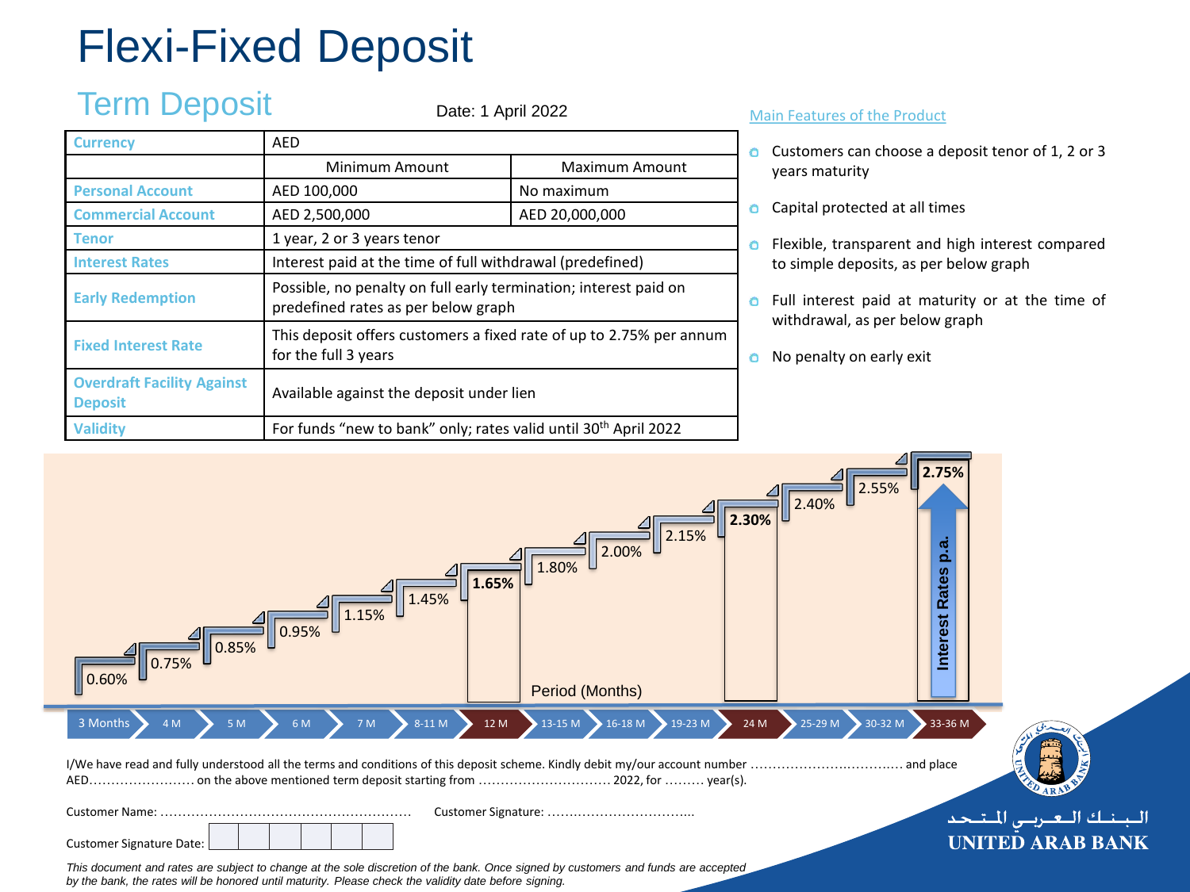# Flexi-Fixed Deposit

## Term Deposit

Date: 1 April 2022

| Currency | AED | |
|---|---|---|
| | Minimum Amount | Maximum Amount |
| Personal Account | AED 100,000 | No maximum |
| Commercial Account | AED 2,500,000 | AED 20,000,000 |
| Tenor | 1 year, 2 or 3 years tenor | |
| Interest Rates | Interest paid at the time of full withdrawal (predefined) | |
| Early Redemption | Possible, no penalty on full early termination; interest paid on predefined rates as per below graph | |
| Fixed Interest Rate | This deposit offers customers a fixed rate of up to 2.75% per annum for the full 3 years | |
| Overdraft Facility Against Deposit | Available against the deposit under lien | |
| Validity | For funds "new to bank" only; rates valid until 30th April 2022 | |

### Main Features of the Product

- Customers can choose a deposit tenor of 1, 2 or 3 years maturity
- Capital protected at all times
- Flexible, transparent and high interest compared to simple deposits, as per below graph
- Full interest paid at maturity or at the time of withdrawal, as per below graph
- No penalty on early exit

Interest Rates p.a.

| Period (Months) | 3 Months | 4 M | 5 M | 6 M | 7 M | 8-11 M | 12 M | 13-15 M | 16-18 M | 19-23 M | 24 M | 25-29 M | 30-32 M | 33-36 M |
|---|---|---|---|---|---|---|---|---|---|---|---|---|---|---|
| Interest Rate p.a. | 0.60% | 0.75% | 0.85% | 0.95% | 1.15% | 1.45% | **1.65%** | 1.80% | 2.00% | 2.15% | **2.30%** | 2.40% | 2.55% | **2.75%** |

I/We have read and fully understood all the terms and conditions of this deposit scheme. Kindly debit my/our account number ……………………………… and place AED…………………… on the above mentioned term deposit starting from ………………………… 2022, for ……… year(s).

Customer Name: …………………………………………………

Customer Signature: ……………………………...

Customer Signature Date: | | | | | | |

*This document and rates are subject to change at the sole discretion of the bank. Once signed by customers and funds are accepted by the bank, the rates will be honored until maturity. Please check the validity date before signing.*

البـنـك العـربـي المتـحـد

UNITED ARAB BANK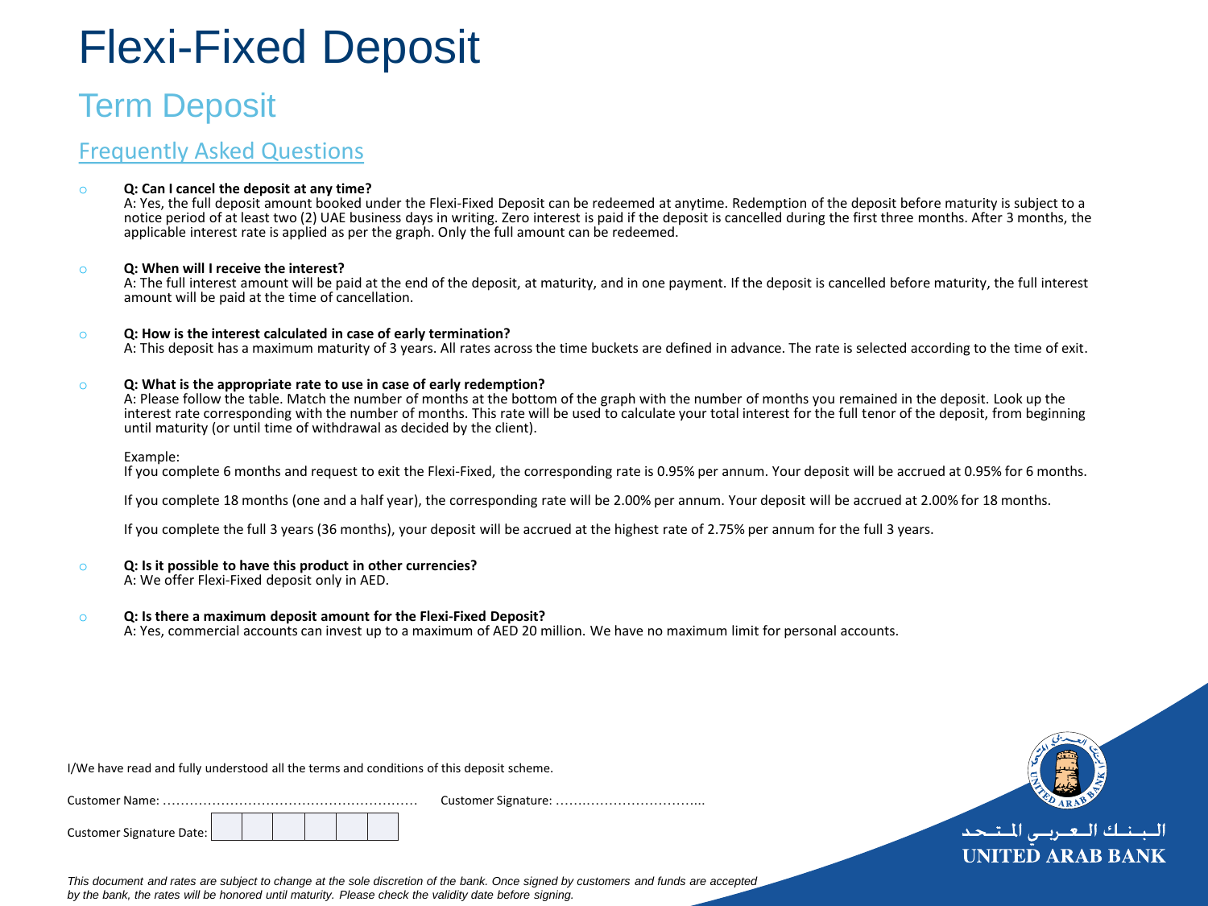# Flexi-Fixed Deposit

## Term Deposit

### Frequently Asked Questions

- **Q: Can I cancel the deposit at any time?**
  A: Yes, the full deposit amount booked under the Flexi-Fixed Deposit can be redeemed at anytime. Redemption of the deposit before maturity is subject to a notice period of at least two (2) UAE business days in writing. Zero interest is paid if the deposit is cancelled during the first three months. After 3 months, the applicable interest rate is applied as per the graph. Only the full amount can be redeemed.

- **Q: When will I receive the interest?**
  A: The full interest amount will be paid at the end of the deposit, at maturity, and in one payment. If the deposit is cancelled before maturity, the full interest amount will be paid at the time of cancellation.

- **Q: How is the interest calculated in case of early termination?**
  A: This deposit has a maximum maturity of 3 years. All rates across the time buckets are defined in advance. The rate is selected according to the time of exit.

- **Q: What is the appropriate rate to use in case of early redemption?**
  A: Please follow the table. Match the number of months at the bottom of the graph with the number of months you remained in the deposit. Look up the interest rate corresponding with the number of months. This rate will be used to calculate your total interest for the full tenor of the deposit, from beginning until maturity (or until time of withdrawal as decided by the client).

  Example:
  If you complete 6 months and request to exit the Flexi-Fixed, the corresponding rate is 0.95% per annum. Your deposit will be accrued at 0.95% for 6 months.

  If you complete 18 months (one and a half year), the corresponding rate will be 2.00% per annum. Your deposit will be accrued at 2.00% for 18 months.

  If you complete the full 3 years (36 months), your deposit will be accrued at the highest rate of 2.75% per annum for the full 3 years.

- **Q: Is it possible to have this product in other currencies?**
  A: We offer Flexi-Fixed deposit only in AED.

- **Q: Is there a maximum deposit amount for the Flexi-Fixed Deposit?**
  A: Yes, commercial accounts can invest up to a maximum of AED 20 million. We have no maximum limit for personal accounts.

I/We have read and fully understood all the terms and conditions of this deposit scheme.

Customer Name: …………………………………………………  Customer Signature: …………………………...

Customer Signature Date: | | | | | | |

*This document and rates are subject to change at the sole discretion of the bank. Once signed by customers and funds are accepted by the bank, the rates will be honored until maturity. Please check the validity date before signing.*

البنك العربي المتحد
UNITED ARAB BANK